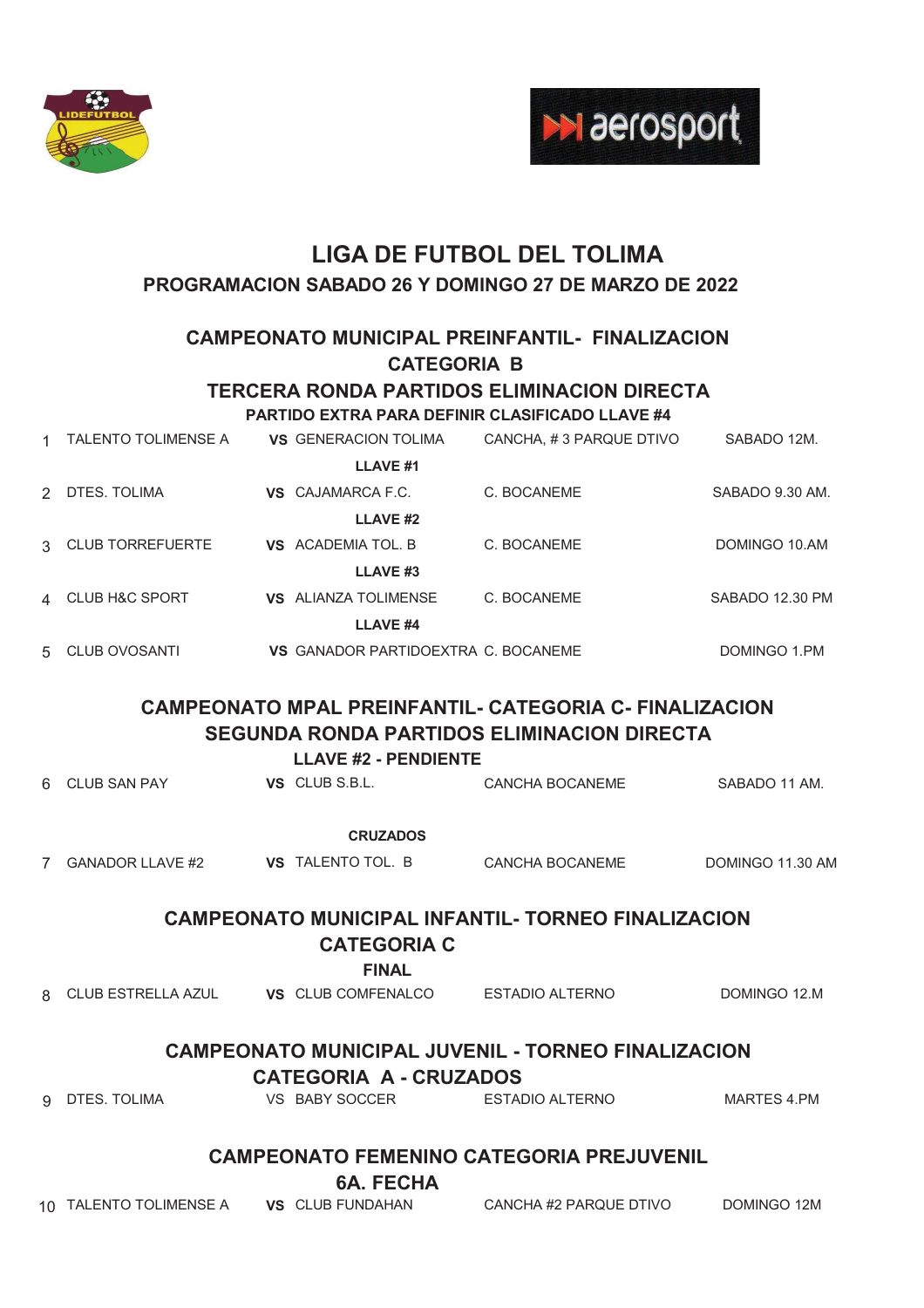# LIGA DE FUTBOL DEL TOLIMA

## PROGRAMACION SABADO 26 Y DOMINGO 27 DE MARZO DE 2022

### CAMPEONATO MUNICIPAL PREINFANTIL- FINALIZACION
### CATEGORIA B
### TERCERA RONDA PARTIDOS ELIMINACION DIRECTA

**PARTIDO EXTRA PARA DEFINIR CLASIFICADO LLAVE #4**

| | | | | | |
|---|---|---|---|---|---|
| 1 | TALENTO TOLIMENSE A | **VS** | GENERACION TOLIMA | CANCHA, # 3 PARQUE DTIVO | SABADO 12M. |
| | | | **LLAVE #1** | | |
| 2 | DTES. TOLIMA | **VS** | CAJAMARCA F.C. | C. BOCANEME | SABADO 9.30 AM. |
| | | | **LLAVE #2** | | |
| 3 | CLUB TORREFUERTE | **VS** | ACADEMIA TOL. B | C. BOCANEME | DOMINGO 10.AM |
| | | | **LLAVE #3** | | |
| 4 | CLUB H&C SPORT | **VS** | ALIANZA TOLIMENSE | C. BOCANEME | SABADO 12.30 PM |
| | | | **LLAVE #4** | | |
| 5 | CLUB OVOSANTI | **VS** | GANADOR PARTIDOEXTRA | C. BOCANEME | DOMINGO 1.PM |

### CAMPEONATO MPAL PREINFANTIL- CATEGORIA C- FINALIZACION
### SEGUNDA RONDA PARTIDOS ELIMINACION DIRECTA

**LLAVE #2 - PENDIENTE**

| | | | | | |
|---|---|---|---|---|---|
| 6 | CLUB SAN PAY | **VS** | CLUB S.B.L. | CANCHA BOCANEME | SABADO 11 AM. |
| | | | **CRUZADOS** | | |
| 7 | GANADOR LLAVE #2 | **VS** | TALENTO TOL. B | CANCHA BOCANEME | DOMINGO 11.30 AM |

### CAMPEONATO MUNICIPAL INFANTIL- TORNEO FINALIZACION
### CATEGORIA C

**FINAL**

| | | | | | |
|---|---|---|---|---|---|
| 8 | CLUB ESTRELLA AZUL | **VS** | CLUB COMFENALCO | ESTADIO ALTERNO | DOMINGO 12.M |

### CAMPEONATO MUNICIPAL JUVENIL - TORNEO FINALIZACION
### CATEGORIA A - CRUZADOS

| | | | | | |
|---|---|---|---|---|---|
| 9 | DTES. TOLIMA | VS | BABY SOCCER | ESTADIO ALTERNO | MARTES 4.PM |

### CAMPEONATO FEMENINO CATEGORIA PREJUVENIL
### 6A. FECHA

| | | | | | |
|---|---|---|---|---|---|
| 10 | TALENTO TOLIMENSE A | **VS** | CLUB FUNDAHAN | CANCHA #2 PARQUE DTIVO | DOMINGO 12M |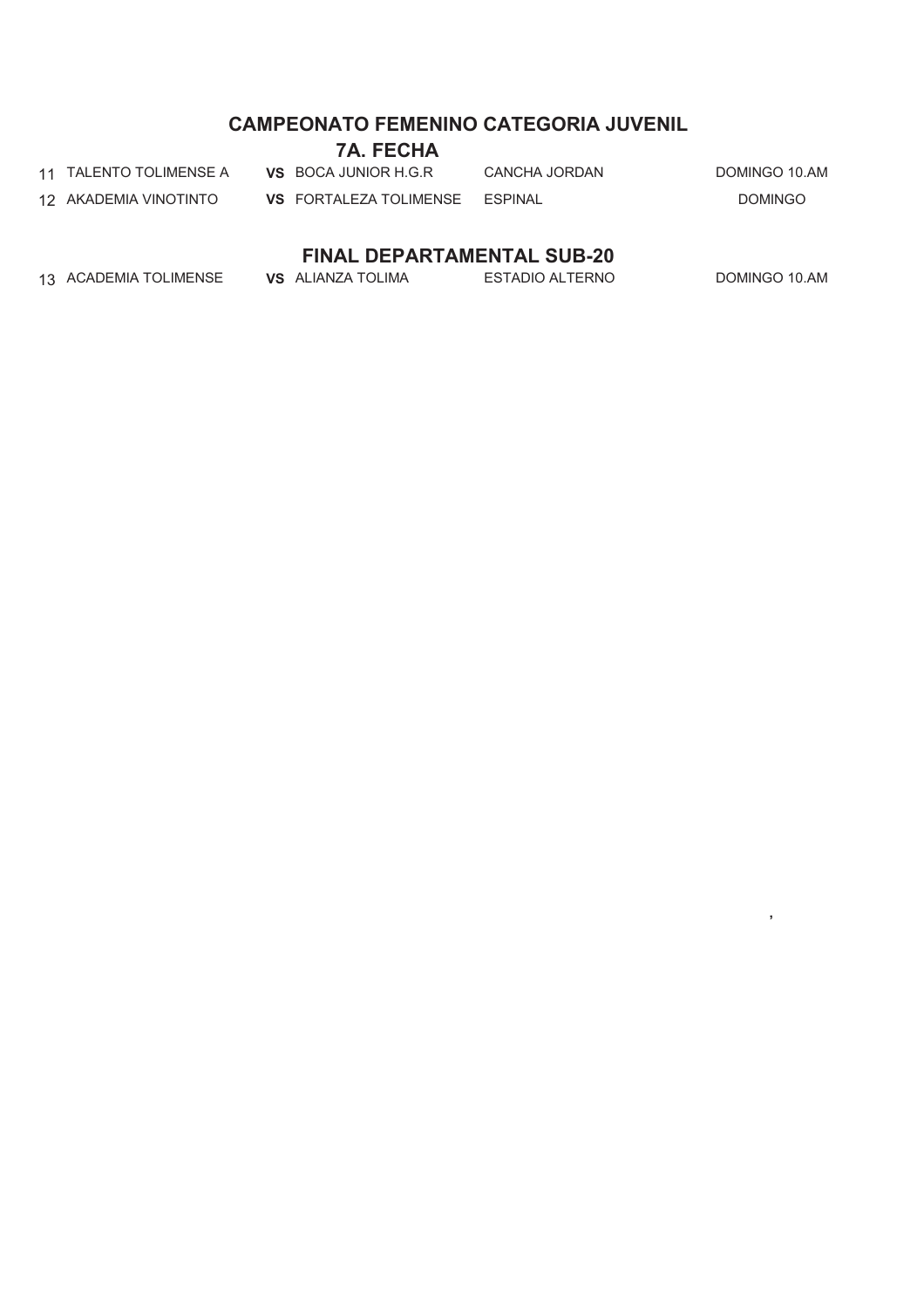## CAMPEONATO FEMENINO CATEGORIA JUVENIL

### 7A. FECHA

| | | | | | |
|---|---|---|---|---|---|
| 11 | TALENTO TOLIMENSE A | **VS** | BOCA JUNIOR H.G.R | CANCHA JORDAN | DOMINGO 10.AM |
| 12 | AKADEMIA VINOTINTO | **VS** | FORTALEZA TOLIMENSE | ESPINAL | DOMINGO |

## FINAL DEPARTAMENTAL SUB-20

| | | | | | |
|---|---|---|---|---|---|
| 13 | ACADEMIA TOLIMENSE | **VS** | ALIANZA TOLIMA | ESTADIO ALTERNO | DOMINGO 10.AM |